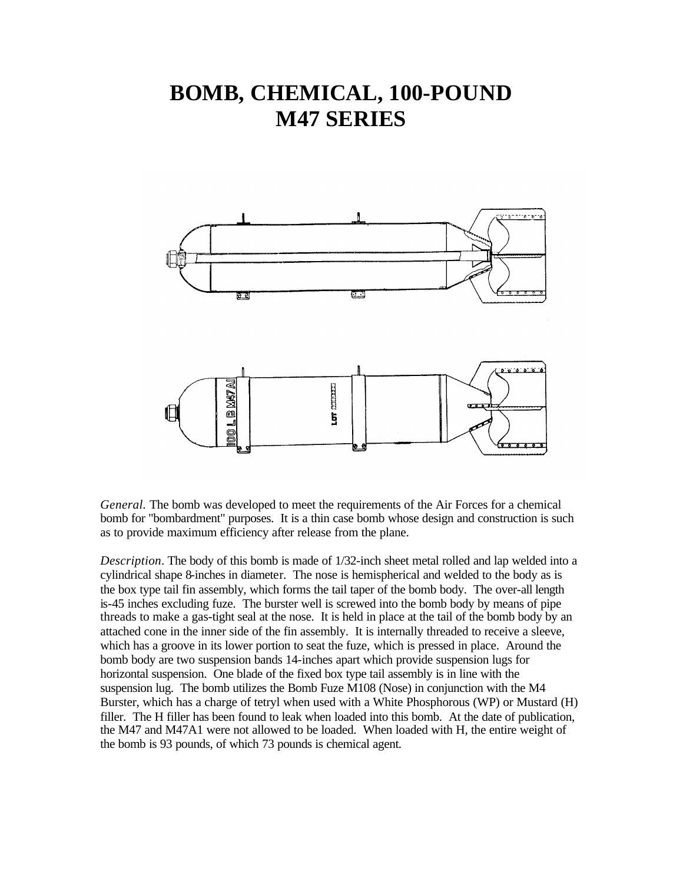# BOMB, CHEMICAL, 100-POUND
# M47 SERIES

*General.* The bomb was developed to meet the requirements of the Air Forces for a chemical bomb for "bombardment" purposes. It is a thin case bomb whose design and construction is such as to provide maximum efficiency after release from the plane.

*Description*. The body of this bomb is made of 1/32-inch sheet metal rolled and lap welded into a cylindrical shape 8-inches in diameter. The nose is hemispherical and welded to the body as is the box type tail fin assembly, which forms the tail taper of the bomb body. The over-all length is-45 inches excluding fuze. The burster well is screwed into the bomb body by means of pipe threads to make a gas-tight seal at the nose. It is held in place at the tail of the bomb body by an attached cone in the inner side of the fin assembly. It is internally threaded to receive a sleeve, which has a groove in its lower portion to seat the fuze, which is pressed in place. Around the bomb body are two suspension bands 14-inches apart which provide suspension lugs for horizontal suspension. One blade of the fixed box type tail assembly is in line with the suspension lug. The bomb utilizes the Bomb Fuze M108 (Nose) in conjunction with the M4 Burster, which has a charge of tetryl when used with a White Phosphorous (WP) or Mustard (H) filler. The H filler has been found to leak when loaded into this bomb. At the date of publication, the M47 and M47A1 were not allowed to be loaded. When loaded with H, the entire weight of the bomb is 93 pounds, of which 73 pounds is chemical agent.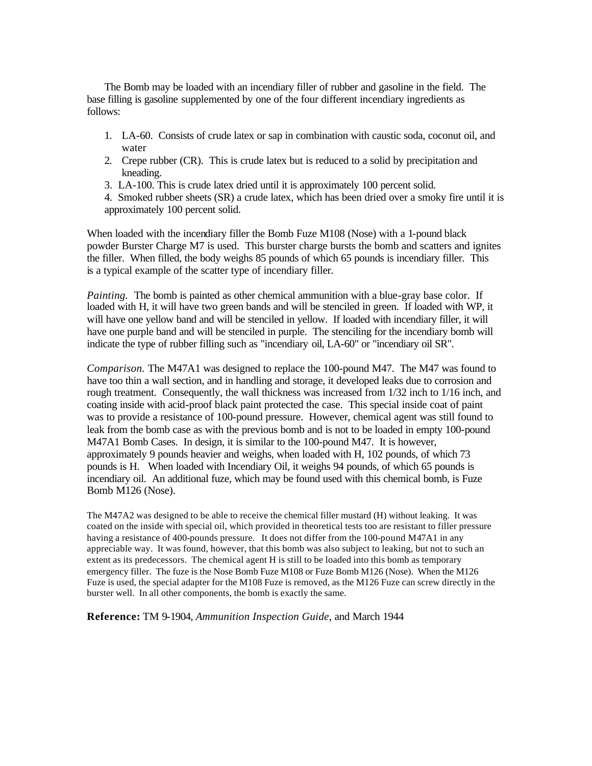The Bomb may be loaded with an incendiary filler of rubber and gasoline in the field. The base filling is gasoline supplemented by one of the four different incendiary ingredients as follows:

1. LA-60. Consists of crude latex or sap in combination with caustic soda, coconut oil, and water
2. Crepe rubber (CR). This is crude latex but is reduced to a solid by precipitation and kneading.
3. LA-100. This is crude latex dried until it is approximately 100 percent solid.
4. Smoked rubber sheets (SR) a crude latex, which has been dried over a smoky fire until it is approximately 100 percent solid.

When loaded with the incendiary filler the Bomb Fuze M108 (Nose) with a 1-pound black powder Burster Charge M7 is used. This burster charge bursts the bomb and scatters and ignites the filler. When filled, the body weighs 85 pounds of which 65 pounds is incendiary filler. This is a typical example of the scatter type of incendiary filler.

*Painting.* The bomb is painted as other chemical ammunition with a blue-gray base color. If loaded with H, it will have two green bands and will be stenciled in green. If loaded with WP, it will have one yellow band and will be stenciled in yellow. If loaded with incendiary filler, it will have one purple band and will be stenciled in purple. The stenciling for the incendiary bomb will indicate the type of rubber filling such as "incendiary oil, LA-60" or "incendiary oil SR".

*Comparison.* The M47A1 was designed to replace the 100-pound M47. The M47 was found to have too thin a wall section, and in handling and storage, it developed leaks due to corrosion and rough treatment. Consequently, the wall thickness was increased from 1/32 inch to 1/16 inch, and coating inside with acid-proof black paint protected the case. This special inside coat of paint was to provide a resistance of 100-pound pressure. However, chemical agent was still found to leak from the bomb case as with the previous bomb and is not to be loaded in empty 100-pound M47A1 Bomb Cases. In design, it is similar to the 100-pound M47. It is however, approximately 9 pounds heavier and weighs, when loaded with H, 102 pounds, of which 73 pounds is H. When loaded with Incendiary Oil, it weighs 94 pounds, of which 65 pounds is incendiary oil. An additional fuze, which may be found used with this chemical bomb, is Fuze Bomb M126 (Nose).

The M47A2 was designed to be able to receive the chemical filler mustard (H) without leaking. It was coated on the inside with special oil, which provided in theoretical tests too are resistant to filler pressure having a resistance of 400-pounds pressure. It does not differ from the 100-pound M47A1 in any appreciable way. It was found, however, that this bomb was also subject to leaking, but not to such an extent as its predecessors. The chemical agent H is still to be loaded into this bomb as temporary emergency filler. The fuze is the Nose Bomb Fuze M108 or Fuze Bomb M126 (Nose). When the M126 Fuze is used, the special adapter for the M108 Fuze is removed, as the M126 Fuze can screw directly in the burster well. In all other components, the bomb is exactly the same.

**Reference:** TM 9-1904, *Ammunition Inspection Guide*, and March 1944